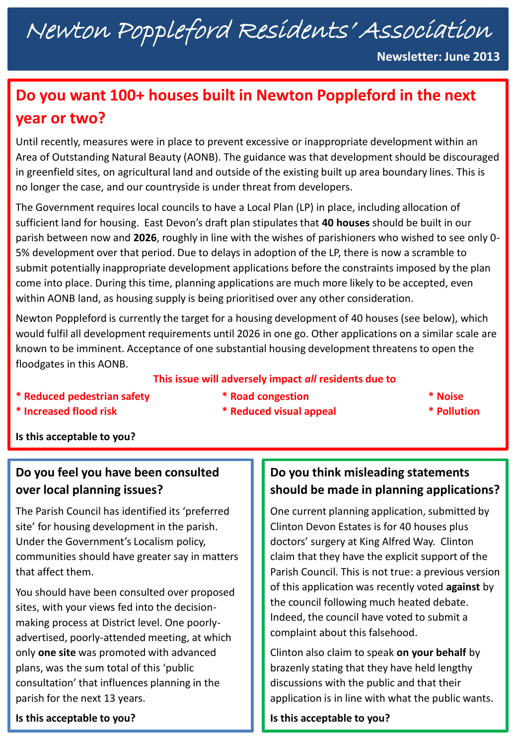# Newton Poppleford Residents' Association

**Newsletter: June 2013**

## Do you want 100+ houses built in Newton Poppleford in the next year or two?

Until recently, measures were in place to prevent excessive or inappropriate development within an Area of Outstanding Natural Beauty (AONB). The guidance was that development should be discouraged in greenfield sites, on agricultural land and outside of the existing built up area boundary lines. This is no longer the case, and our countryside is under threat from developers.

The Government requires local councils to have a Local Plan (LP) in place, including allocation of sufficient land for housing. East Devon's draft plan stipulates that **40 houses** should be built in our parish between now and **2026**, roughly in line with the wishes of parishioners who wished to see only 0-5% development over that period. Due to delays in adoption of the LP, there is now a scramble to submit potentially inappropriate development applications before the constraints imposed by the plan come into place. During this time, planning applications are much more likely to be accepted, even within AONB land, as housing supply is being prioritised over any other consideration.

Newton Poppleford is currently the target for a housing development of 40 houses (see below), which would fulfil all development requirements until 2026 in one go. Other applications on a similar scale are known to be imminent. Acceptance of one substantial housing development threatens to open the floodgates in this AONB.

**This issue will adversely impact *all* residents due to**

- **Reduced pedestrian safety**
- **Increased flood risk**
- **Road congestion**
- **Reduced visual appeal**
- **Noise**
- **Pollution**

**Is this acceptable to you?**

## Do you feel you have been consulted over local planning issues?

The Parish Council has identified its 'preferred site' for housing development in the parish. Under the Government's Localism policy, communities should have greater say in matters that affect them.

You should have been consulted over proposed sites, with your views fed into the decision-making process at District level. One poorly-advertised, poorly-attended meeting, at which only **one site** was promoted with advanced plans, was the sum total of this 'public consultation' that influences planning in the parish for the next 13 years.

**Is this acceptable to you?**

## Do you think misleading statements should be made in planning applications?

One current planning application, submitted by Clinton Devon Estates is for 40 houses plus doctors' surgery at King Alfred Way. Clinton claim that they have the explicit support of the Parish Council. This is not true: a previous version of this application was recently voted **against** by the council following much heated debate. Indeed, the council have voted to submit a complaint about this falsehood.

Clinton also claim to speak **on your behalf** by brazenly stating that they have held lengthy discussions with the public and that their application is in line with what the public wants.

**Is this acceptable to you?**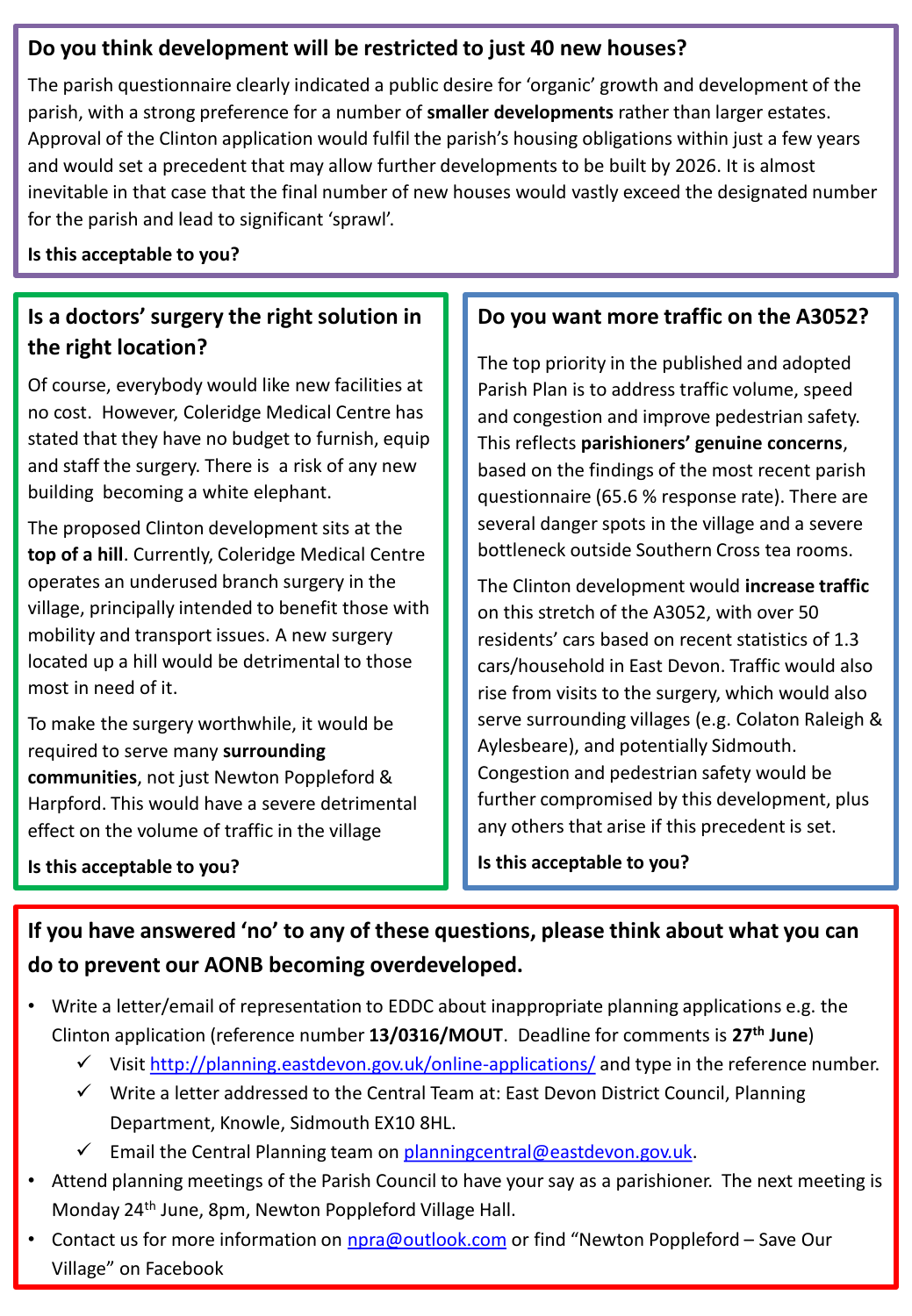## Do you think development will be restricted to just 40 new houses?

The parish questionnaire clearly indicated a public desire for 'organic' growth and development of the parish, with a strong preference for a number of **smaller developments** rather than larger estates. Approval of the Clinton application would fulfil the parish's housing obligations within just a few years and would set a precedent that may allow further developments to be built by 2026. It is almost inevitable in that case that the final number of new houses would vastly exceed the designated number for the parish and lead to significant 'sprawl'.

**Is this acceptable to you?**

## Is a doctors' surgery the right solution in the right location?

Of course, everybody would like new facilities at no cost. However, Coleridge Medical Centre has stated that they have no budget to furnish, equip and staff the surgery. There is a risk of any new building becoming a white elephant.

The proposed Clinton development sits at the **top of a hill**. Currently, Coleridge Medical Centre operates an underused branch surgery in the village, principally intended to benefit those with mobility and transport issues. A new surgery located up a hill would be detrimental to those most in need of it.

To make the surgery worthwhile, it would be required to serve many **surrounding communities**, not just Newton Poppleford & Harpford. This would have a severe detrimental effect on the volume of traffic in the village

**Is this acceptable to you?**

## Do you want more traffic on the A3052?

The top priority in the published and adopted Parish Plan is to address traffic volume, speed and congestion and improve pedestrian safety. This reflects **parishioners' genuine concerns**, based on the findings of the most recent parish questionnaire (65.6 % response rate). There are several danger spots in the village and a severe bottleneck outside Southern Cross tea rooms.

The Clinton development would **increase traffic** on this stretch of the A3052, with over 50 residents' cars based on recent statistics of 1.3 cars/household in East Devon. Traffic would also rise from visits to the surgery, which would also serve surrounding villages (e.g. Colaton Raleigh & Aylesbeare), and potentially Sidmouth. Congestion and pedestrian safety would be further compromised by this development, plus any others that arise if this precedent is set.

**Is this acceptable to you?**

## If you have answered 'no' to any of these questions, please think about what you can do to prevent our AONB becoming overdeveloped.

- Write a letter/email of representation to EDDC about inappropriate planning applications e.g. the Clinton application (reference number **13/0316/MOUT**. Deadline for comments is **27th June**)
  - ✓ Visit http://planning.eastdevon.gov.uk/online-applications/ and type in the reference number.
  - ✓ Write a letter addressed to the Central Team at: East Devon District Council, Planning Department, Knowle, Sidmouth EX10 8HL.
  - ✓ Email the Central Planning team on planningcentral@eastdevon.gov.uk.
- Attend planning meetings of the Parish Council to have your say as a parishioner. The next meeting is Monday 24th June, 8pm, Newton Poppleford Village Hall.
- Contact us for more information on npra@outlook.com or find "Newton Poppleford – Save Our Village" on Facebook